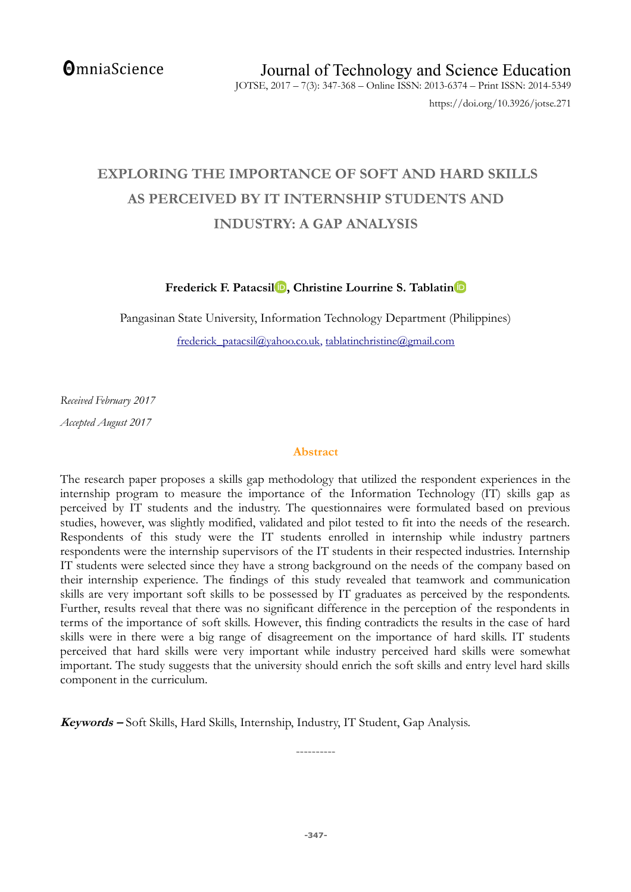# EXPLORING THE IMPORTANCE OF SOFT AND HARD SKILLS AS PERCEIVED BY IT INTERNSHIP STUDENTS AND INDUSTRY: A GAP ANALYSIS

**Frederick F. Patacsil, Christine Lourrine S. Tablatin**

Pangasinan State University, Information Technology Department (Philippines)

frederick_patacsil@yahoo.co.uk, tablatinchristine@gmail.com

*Received February 2017*

*Accepted August 2017*

## Abstract

The research paper proposes a skills gap methodology that utilized the respondent experiences in the internship program to measure the importance of the Information Technology (IT) skills gap as perceived by IT students and the industry. The questionnaires were formulated based on previous studies, however, was slightly modified, validated and pilot tested to fit into the needs of the research. Respondents of this study were the IT students enrolled in internship while industry partners respondents were the internship supervisors of the IT students in their respected industries. Internship IT students were selected since they have a strong background on the needs of the company based on their internship experience. The findings of this study revealed that teamwork and communication skills are very important soft skills to be possessed by IT graduates as perceived by the respondents. Further, results reveal that there was no significant difference in the perception of the respondents in terms of the importance of soft skills. However, this finding contradicts the results in the case of hard skills were in there were a big range of disagreement on the importance of hard skills. IT students perceived that hard skills were very important while industry perceived hard skills were somewhat important. The study suggests that the university should enrich the soft skills and entry level hard skills component in the curriculum.

***Keywords –*** Soft Skills, Hard Skills, Internship, Industry, IT Student, Gap Analysis.

----------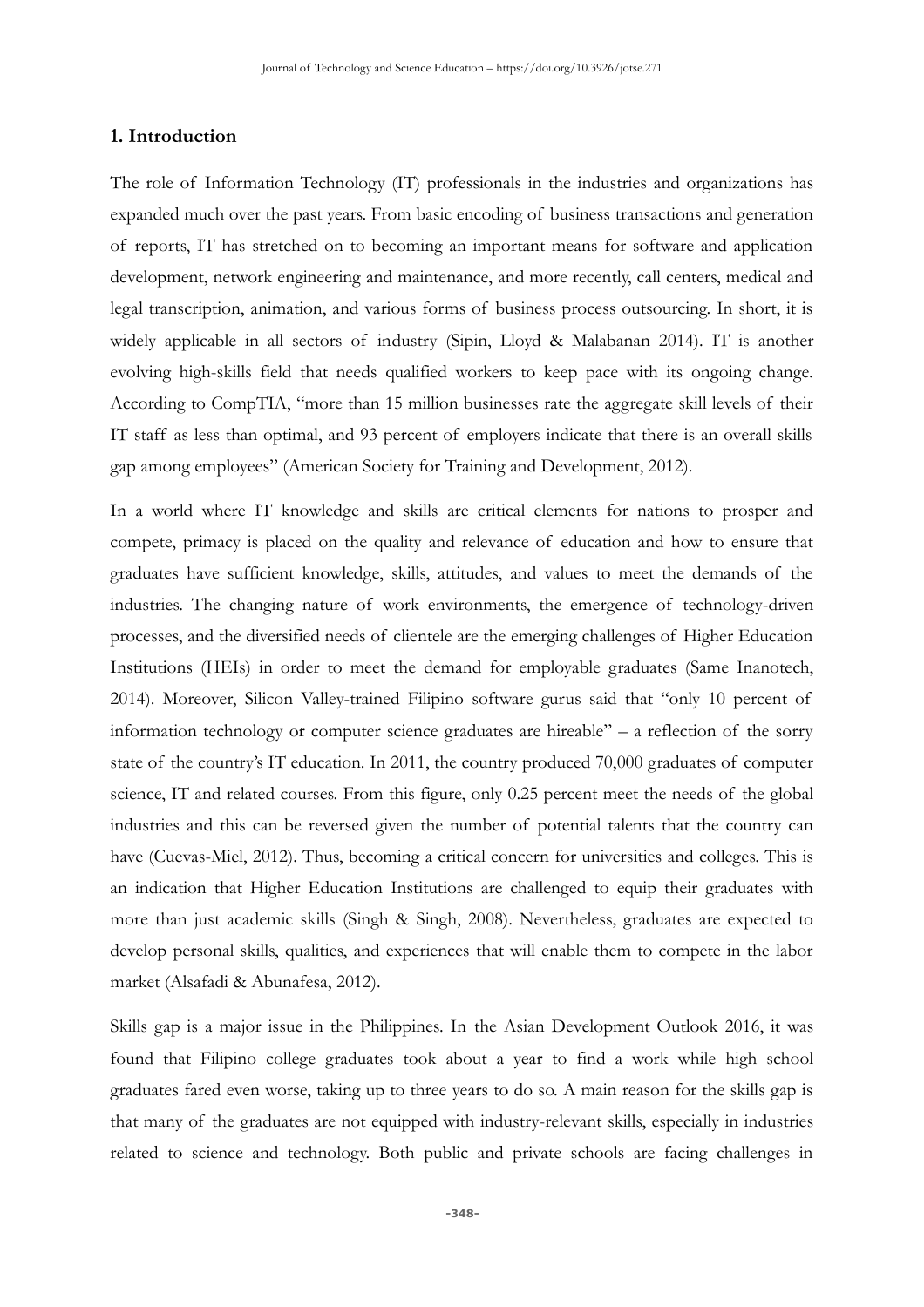## 1. Introduction

The role of Information Technology (IT) professionals in the industries and organizations has expanded much over the past years. From basic encoding of business transactions and generation of reports, IT has stretched on to becoming an important means for software and application development, network engineering and maintenance, and more recently, call centers, medical and legal transcription, animation, and various forms of business process outsourcing. In short, it is widely applicable in all sectors of industry (Sipin, Lloyd & Malabanan 2014). IT is another evolving high-skills field that needs qualified workers to keep pace with its ongoing change. According to CompTIA, "more than 15 million businesses rate the aggregate skill levels of their IT staff as less than optimal, and 93 percent of employers indicate that there is an overall skills gap among employees" (American Society for Training and Development, 2012).

In a world where IT knowledge and skills are critical elements for nations to prosper and compete, primacy is placed on the quality and relevance of education and how to ensure that graduates have sufficient knowledge, skills, attitudes, and values to meet the demands of the industries. The changing nature of work environments, the emergence of technology-driven processes, and the diversified needs of clientele are the emerging challenges of Higher Education Institutions (HEIs) in order to meet the demand for employable graduates (Same Inanotech, 2014). Moreover, Silicon Valley-trained Filipino software gurus said that "only 10 percent of information technology or computer science graduates are hireable" – a reflection of the sorry state of the country's IT education. In 2011, the country produced 70,000 graduates of computer science, IT and related courses. From this figure, only 0.25 percent meet the needs of the global industries and this can be reversed given the number of potential talents that the country can have (Cuevas-Miel, 2012). Thus, becoming a critical concern for universities and colleges. This is an indication that Higher Education Institutions are challenged to equip their graduates with more than just academic skills (Singh & Singh, 2008). Nevertheless, graduates are expected to develop personal skills, qualities, and experiences that will enable them to compete in the labor market (Alsafadi & Abunafesa, 2012).

Skills gap is a major issue in the Philippines. In the Asian Development Outlook 2016, it was found that Filipino college graduates took about a year to find a work while high school graduates fared even worse, taking up to three years to do so. A main reason for the skills gap is that many of the graduates are not equipped with industry-relevant skills, especially in industries related to science and technology. Both public and private schools are facing challenges in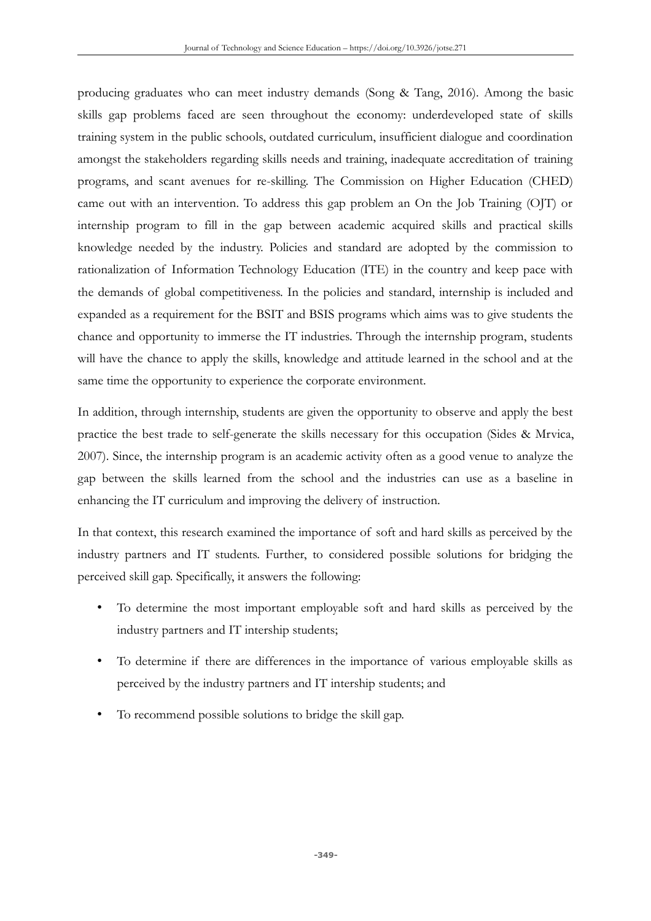producing graduates who can meet industry demands (Song & Tang, 2016). Among the basic skills gap problems faced are seen throughout the economy: underdeveloped state of skills training system in the public schools, outdated curriculum, insufficient dialogue and coordination amongst the stakeholders regarding skills needs and training, inadequate accreditation of training programs, and scant avenues for re-skilling. The Commission on Higher Education (CHED) came out with an intervention. To address this gap problem an On the Job Training (OJT) or internship program to fill in the gap between academic acquired skills and practical skills knowledge needed by the industry. Policies and standard are adopted by the commission to rationalization of Information Technology Education (ITE) in the country and keep pace with the demands of global competitiveness. In the policies and standard, internship is included and expanded as a requirement for the BSIT and BSIS programs which aims was to give students the chance and opportunity to immerse the IT industries. Through the internship program, students will have the chance to apply the skills, knowledge and attitude learned in the school and at the same time the opportunity to experience the corporate environment.

In addition, through internship, students are given the opportunity to observe and apply the best practice the best trade to self-generate the skills necessary for this occupation (Sides & Mrvica, 2007). Since, the internship program is an academic activity often as a good venue to analyze the gap between the skills learned from the school and the industries can use as a baseline in enhancing the IT curriculum and improving the delivery of instruction.

In that context, this research examined the importance of soft and hard skills as perceived by the industry partners and IT students. Further, to considered possible solutions for bridging the perceived skill gap. Specifically, it answers the following:

- To determine the most important employable soft and hard skills as perceived by the industry partners and IT intership students;
- To determine if there are differences in the importance of various employable skills as perceived by the industry partners and IT intership students; and
- To recommend possible solutions to bridge the skill gap.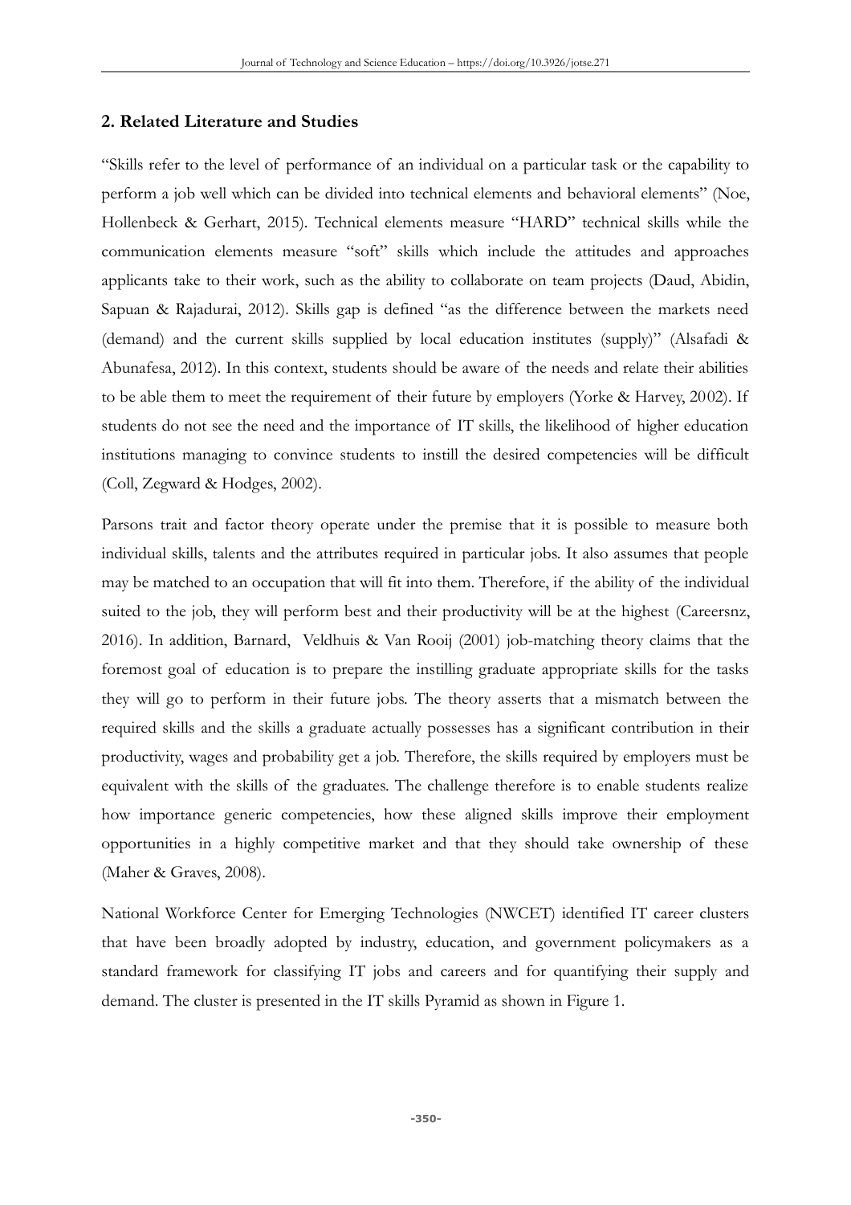## 2. Related Literature and Studies

"Skills refer to the level of performance of an individual on a particular task or the capability to perform a job well which can be divided into technical elements and behavioral elements" (Noe, Hollenbeck & Gerhart, 2015). Technical elements measure "HARD" technical skills while the communication elements measure "soft" skills which include the attitudes and approaches applicants take to their work, such as the ability to collaborate on team projects (Daud, Abidin, Sapuan & Rajadurai, 2012). Skills gap is defined "as the difference between the markets need (demand) and the current skills supplied by local education institutes (supply)" (Alsafadi & Abunafesa, 2012). In this context, students should be aware of the needs and relate their abilities to be able them to meet the requirement of their future by employers (Yorke & Harvey, 2002). If students do not see the need and the importance of IT skills, the likelihood of higher education institutions managing to convince students to instill the desired competencies will be difficult (Coll, Zegward & Hodges, 2002).

Parsons trait and factor theory operate under the premise that it is possible to measure both individual skills, talents and the attributes required in particular jobs. It also assumes that people may be matched to an occupation that will fit into them. Therefore, if the ability of the individual suited to the job, they will perform best and their productivity will be at the highest (Careersnz, 2016). In addition, Barnard, Veldhuis & Van Rooij (2001) job-matching theory claims that the foremost goal of education is to prepare the instilling graduate appropriate skills for the tasks they will go to perform in their future jobs. The theory asserts that a mismatch between the required skills and the skills a graduate actually possesses has a significant contribution in their productivity, wages and probability get a job. Therefore, the skills required by employers must be equivalent with the skills of the graduates. The challenge therefore is to enable students realize how importance generic competencies, how these aligned skills improve their employment opportunities in a highly competitive market and that they should take ownership of these (Maher & Graves, 2008).

National Workforce Center for Emerging Technologies (NWCET) identified IT career clusters that have been broadly adopted by industry, education, and government policymakers as a standard framework for classifying IT jobs and careers and for quantifying their supply and demand. The cluster is presented in the IT skills Pyramid as shown in Figure 1.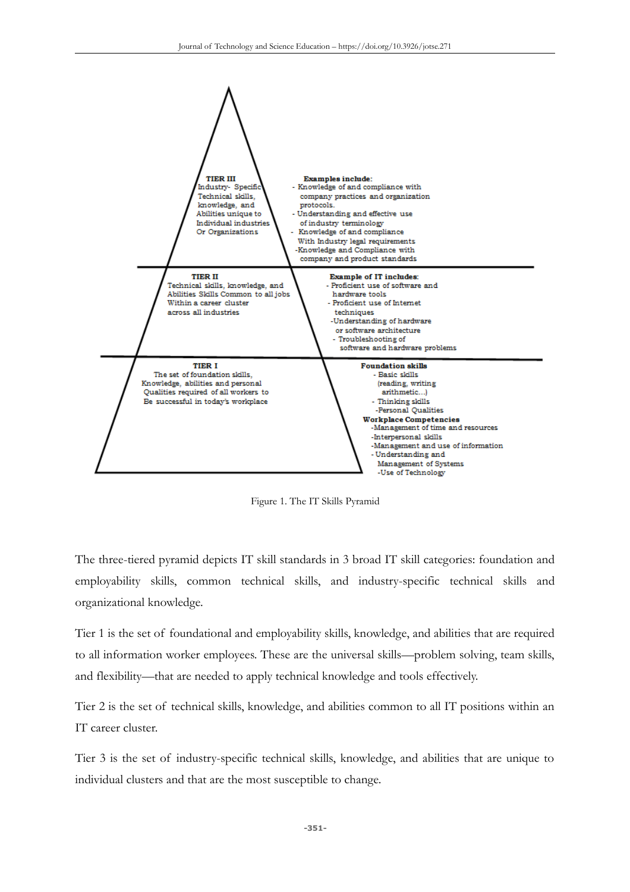**TIER III**
Industry- Specific Technical skills, knowledge, and Abilities unique to Individual industries Or Organizations

**Examples include:**
- Knowledge of and compliance with company practices and organization protocols.
- Understanding and effective use of industry terminology
- Knowledge of and compliance With Industry legal requirements
- Knowledge and Compliance with company and product standards

**TIER II**
Technical skills, knowledge, and Abilities Skills Common to all jobs Within a career cluster across all industries

**Example of IT includes:**
- Proficient use of software and hardware tools
- Proficient use of Internet techniques
- Understanding of hardware or software architecture
- Troubleshooting of software and hardware problems

**TIER I**
The set of foundation skills, Knowledge, abilities and personal Qualities required of all workers to Be successful in today's workplace

**Foundation skills**
- Basic skills (reading, writing arithmetic...)
- Thinking skills
- Personal Qualities

**Workplace Competencies**
- Management of time and resources
- Interpersonal skills
- Management and use of information
- Understanding and Management of Systems
- Use of Technology

Figure 1. The IT Skills Pyramid

The three-tiered pyramid depicts IT skill standards in 3 broad IT skill categories: foundation and employability skills, common technical skills, and industry-specific technical skills and organizational knowledge.

Tier 1 is the set of foundational and employability skills, knowledge, and abilities that are required to all information worker employees. These are the universal skills—problem solving, team skills, and flexibility—that are needed to apply technical knowledge and tools effectively.

Tier 2 is the set of technical skills, knowledge, and abilities common to all IT positions within an IT career cluster.

Tier 3 is the set of industry-specific technical skills, knowledge, and abilities that are unique to individual clusters and that are the most susceptible to change.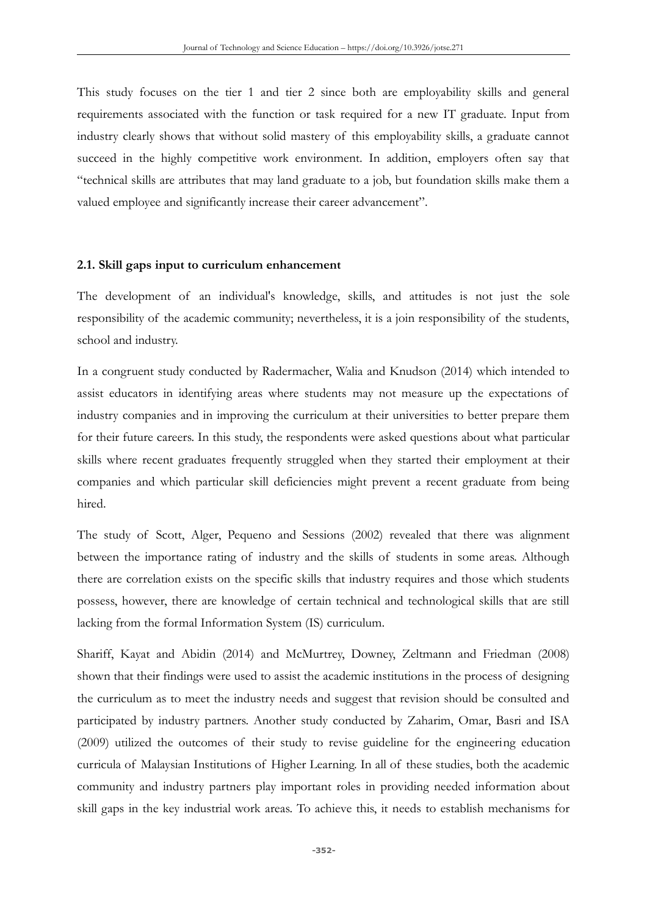This study focuses on the tier 1 and tier 2 since both are employability skills and general requirements associated with the function or task required for a new IT graduate. Input from industry clearly shows that without solid mastery of this employability skills, a graduate cannot succeed in the highly competitive work environment. In addition, employers often say that "technical skills are attributes that may land graduate to a job, but foundation skills make them a valued employee and significantly increase their career advancement".

### 2.1. Skill gaps input to curriculum enhancement

The development of an individual's knowledge, skills, and attitudes is not just the sole responsibility of the academic community; nevertheless, it is a join responsibility of the students, school and industry.

In a congruent study conducted by Radermacher, Walia and Knudson (2014) which intended to assist educators in identifying areas where students may not measure up the expectations of industry companies and in improving the curriculum at their universities to better prepare them for their future careers. In this study, the respondents were asked questions about what particular skills where recent graduates frequently struggled when they started their employment at their companies and which particular skill deficiencies might prevent a recent graduate from being hired.

The study of Scott, Alger, Pequeno and Sessions (2002) revealed that there was alignment between the importance rating of industry and the skills of students in some areas. Although there are correlation exists on the specific skills that industry requires and those which students possess, however, there are knowledge of certain technical and technological skills that are still lacking from the formal Information System (IS) curriculum.

Shariff, Kayat and Abidin (2014) and McMurtrey, Downey, Zeltmann and Friedman (2008) shown that their findings were used to assist the academic institutions in the process of designing the curriculum as to meet the industry needs and suggest that revision should be consulted and participated by industry partners. Another study conducted by Zaharim, Omar, Basri and ISA (2009) utilized the outcomes of their study to revise guideline for the engineering education curricula of Malaysian Institutions of Higher Learning. In all of these studies, both the academic community and industry partners play important roles in providing needed information about skill gaps in the key industrial work areas. To achieve this, it needs to establish mechanisms for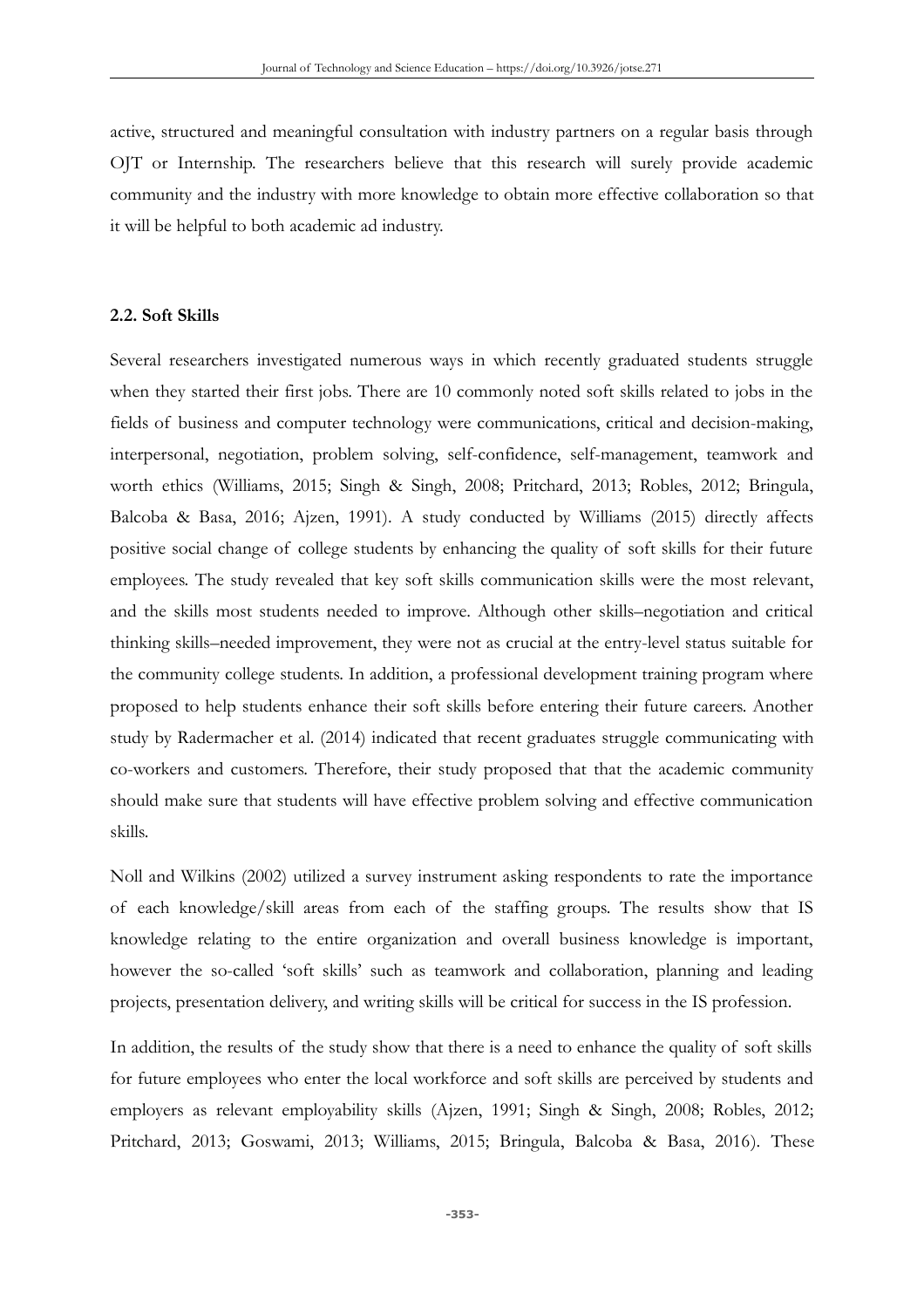active, structured and meaningful consultation with industry partners on a regular basis through OJT or Internship. The researchers believe that this research will surely provide academic community and the industry with more knowledge to obtain more effective collaboration so that it will be helpful to both academic ad industry.

### 2.2. Soft Skills

Several researchers investigated numerous ways in which recently graduated students struggle when they started their first jobs. There are 10 commonly noted soft skills related to jobs in the fields of business and computer technology were communications, critical and decision-making, interpersonal, negotiation, problem solving, self-confidence, self-management, teamwork and worth ethics (Williams, 2015; Singh & Singh, 2008; Pritchard, 2013; Robles, 2012; Bringula, Balcoba & Basa, 2016; Ajzen, 1991). A study conducted by Williams (2015) directly affects positive social change of college students by enhancing the quality of soft skills for their future employees. The study revealed that key soft skills communication skills were the most relevant, and the skills most students needed to improve. Although other skills–negotiation and critical thinking skills–needed improvement, they were not as crucial at the entry-level status suitable for the community college students. In addition, a professional development training program where proposed to help students enhance their soft skills before entering their future careers. Another study by Radermacher et al. (2014) indicated that recent graduates struggle communicating with co-workers and customers. Therefore, their study proposed that that the academic community should make sure that students will have effective problem solving and effective communication skills.

Noll and Wilkins (2002) utilized a survey instrument asking respondents to rate the importance of each knowledge/skill areas from each of the staffing groups. The results show that IS knowledge relating to the entire organization and overall business knowledge is important, however the so-called 'soft skills' such as teamwork and collaboration, planning and leading projects, presentation delivery, and writing skills will be critical for success in the IS profession.

In addition, the results of the study show that there is a need to enhance the quality of soft skills for future employees who enter the local workforce and soft skills are perceived by students and employers as relevant employability skills (Ajzen, 1991; Singh & Singh, 2008; Robles, 2012; Pritchard, 2013; Goswami, 2013; Williams, 2015; Bringula, Balcoba & Basa, 2016). These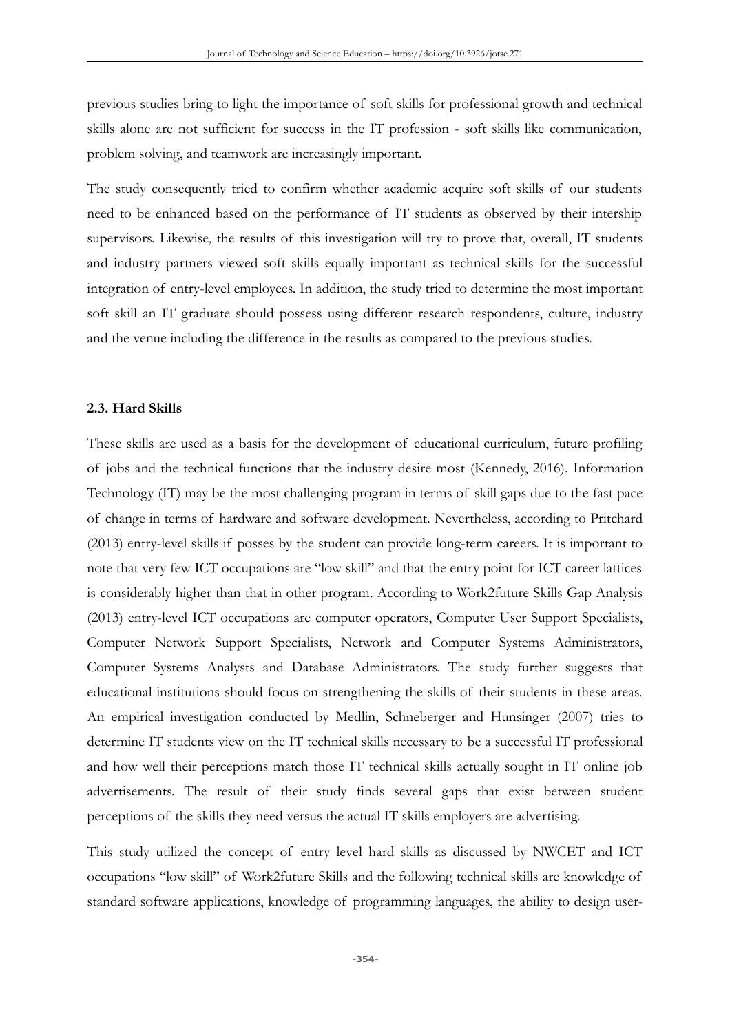previous studies bring to light the importance of soft skills for professional growth and technical skills alone are not sufficient for success in the IT profession - soft skills like communication, problem solving, and teamwork are increasingly important.

The study consequently tried to confirm whether academic acquire soft skills of our students need to be enhanced based on the performance of IT students as observed by their intership supervisors. Likewise, the results of this investigation will try to prove that, overall, IT students and industry partners viewed soft skills equally important as technical skills for the successful integration of entry-level employees. In addition, the study tried to determine the most important soft skill an IT graduate should possess using different research respondents, culture, industry and the venue including the difference in the results as compared to the previous studies.

### 2.3. Hard Skills

These skills are used as a basis for the development of educational curriculum, future profiling of jobs and the technical functions that the industry desire most (Kennedy, 2016). Information Technology (IT) may be the most challenging program in terms of skill gaps due to the fast pace of change in terms of hardware and software development. Nevertheless, according to Pritchard (2013) entry-level skills if posses by the student can provide long-term careers. It is important to note that very few ICT occupations are "low skill" and that the entry point for ICT career lattices is considerably higher than that in other program. According to Work2future Skills Gap Analysis (2013) entry-level ICT occupations are computer operators, Computer User Support Specialists, Computer Network Support Specialists, Network and Computer Systems Administrators, Computer Systems Analysts and Database Administrators. The study further suggests that educational institutions should focus on strengthening the skills of their students in these areas. An empirical investigation conducted by Medlin, Schneberger and Hunsinger (2007) tries to determine IT students view on the IT technical skills necessary to be a successful IT professional and how well their perceptions match those IT technical skills actually sought in IT online job advertisements. The result of their study finds several gaps that exist between student perceptions of the skills they need versus the actual IT skills employers are advertising.

This study utilized the concept of entry level hard skills as discussed by NWCET and ICT occupations "low skill" of Work2future Skills and the following technical skills are knowledge of standard software applications, knowledge of programming languages, the ability to design user-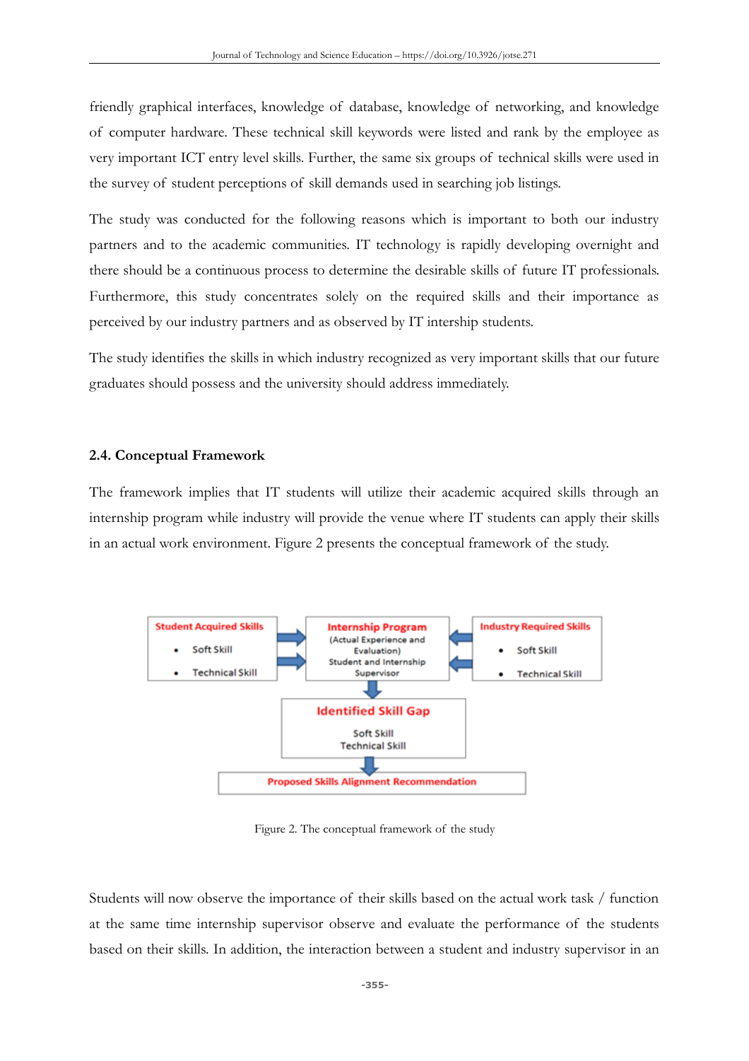friendly graphical interfaces, knowledge of database, knowledge of networking, and knowledge of computer hardware. These technical skill keywords were listed and rank by the employee as very important ICT entry level skills. Further, the same six groups of technical skills were used in the survey of student perceptions of skill demands used in searching job listings.

The study was conducted for the following reasons which is important to both our industry partners and to the academic communities. IT technology is rapidly developing overnight and there should be a continuous process to determine the desirable skills of future IT professionals. Furthermore, this study concentrates solely on the required skills and their importance as perceived by our industry partners and as observed by IT intership students.

The study identifies the skills in which industry recognized as very important skills that our future graduates should possess and the university should address immediately.

### 2.4. Conceptual Framework

The framework implies that IT students will utilize their academic acquired skills through an internship program while industry will provide the venue where IT students can apply their skills in an actual work environment. Figure 2 presents the conceptual framework of the study.

Student Acquired Skills
- Soft Skill
- Technical Skill

Internship Program
(Actual Experience and Evaluation)
Student and Internship Supervisor

Industry Required Skills
- Soft Skill
- Technical Skill

Identified Skill Gap
Soft Skill
Technical Skill

Proposed Skills Alignment Recommendation

Figure 2. The conceptual framework of the study

Students will now observe the importance of their skills based on the actual work task / function at the same time internship supervisor observe and evaluate the performance of the students based on their skills. In addition, the interaction between a student and industry supervisor in an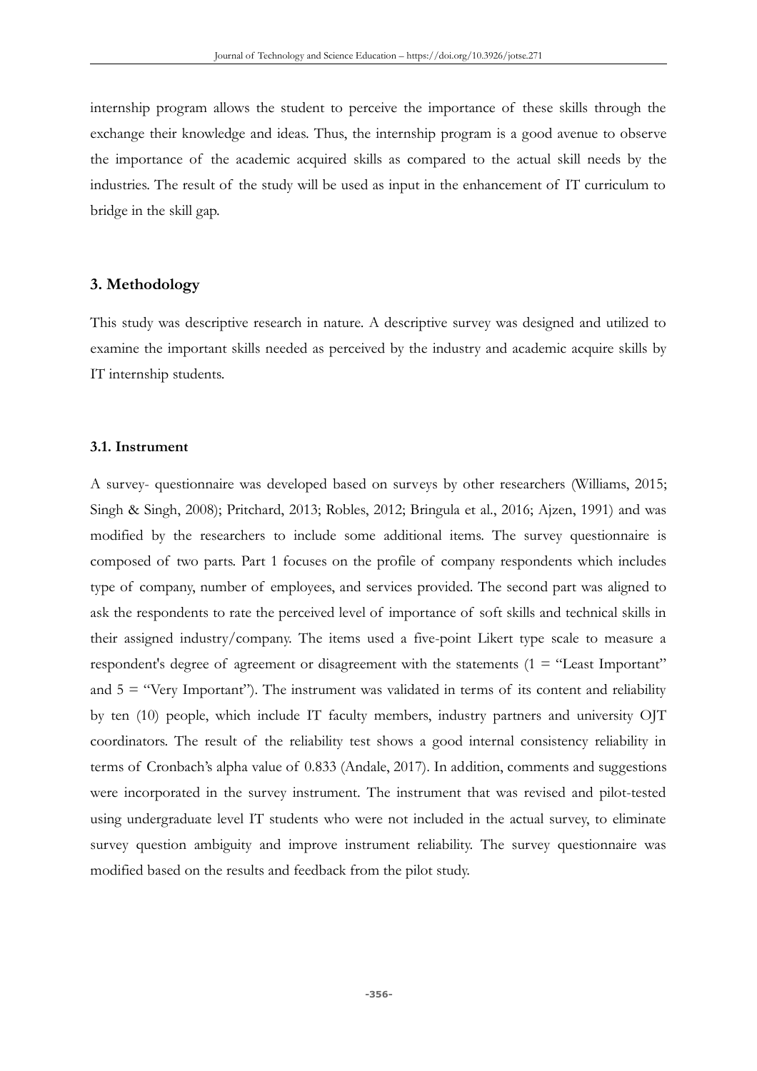internship program allows the student to perceive the importance of these skills through the exchange their knowledge and ideas. Thus, the internship program is a good avenue to observe the importance of the academic acquired skills as compared to the actual skill needs by the industries. The result of the study will be used as input in the enhancement of IT curriculum to bridge in the skill gap.

## 3. Methodology

This study was descriptive research in nature. A descriptive survey was designed and utilized to examine the important skills needed as perceived by the industry and academic acquire skills by IT internship students.

### 3.1. Instrument

A survey- questionnaire was developed based on surveys by other researchers (Williams, 2015; Singh & Singh, 2008); Pritchard, 2013; Robles, 2012; Bringula et al., 2016; Ajzen, 1991) and was modified by the researchers to include some additional items. The survey questionnaire is composed of two parts. Part 1 focuses on the profile of company respondents which includes type of company, number of employees, and services provided. The second part was aligned to ask the respondents to rate the perceived level of importance of soft skills and technical skills in their assigned industry/company. The items used a five-point Likert type scale to measure a respondent's degree of agreement or disagreement with the statements (1 = "Least Important" and 5 = "Very Important"). The instrument was validated in terms of its content and reliability by ten (10) people, which include IT faculty members, industry partners and university OJT coordinators. The result of the reliability test shows a good internal consistency reliability in terms of Cronbach's alpha value of 0.833 (Andale, 2017). In addition, comments and suggestions were incorporated in the survey instrument. The instrument that was revised and pilot-tested using undergraduate level IT students who were not included in the actual survey, to eliminate survey question ambiguity and improve instrument reliability. The survey questionnaire was modified based on the results and feedback from the pilot study.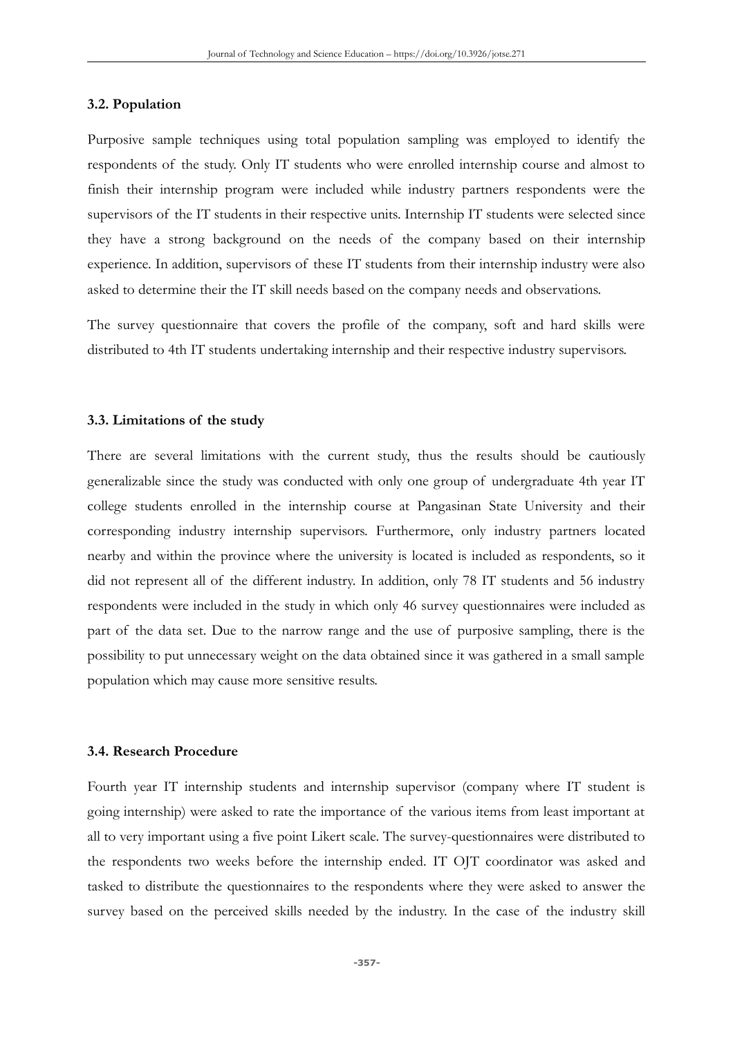### 3.2. Population

Purposive sample techniques using total population sampling was employed to identify the respondents of the study. Only IT students who were enrolled internship course and almost to finish their internship program were included while industry partners respondents were the supervisors of the IT students in their respective units. Internship IT students were selected since they have a strong background on the needs of the company based on their internship experience. In addition, supervisors of these IT students from their internship industry were also asked to determine their the IT skill needs based on the company needs and observations.

The survey questionnaire that covers the profile of the company, soft and hard skills were distributed to 4th IT students undertaking internship and their respective industry supervisors.

### 3.3. Limitations of the study

There are several limitations with the current study, thus the results should be cautiously generalizable since the study was conducted with only one group of undergraduate 4th year IT college students enrolled in the internship course at Pangasinan State University and their corresponding industry internship supervisors. Furthermore, only industry partners located nearby and within the province where the university is located is included as respondents, so it did not represent all of the different industry. In addition, only 78 IT students and 56 industry respondents were included in the study in which only 46 survey questionnaires were included as part of the data set. Due to the narrow range and the use of purposive sampling, there is the possibility to put unnecessary weight on the data obtained since it was gathered in a small sample population which may cause more sensitive results.

### 3.4. Research Procedure

Fourth year IT internship students and internship supervisor (company where IT student is going internship) were asked to rate the importance of the various items from least important at all to very important using a five point Likert scale. The survey-questionnaires were distributed to the respondents two weeks before the internship ended. IT OJT coordinator was asked and tasked to distribute the questionnaires to the respondents where they were asked to answer the survey based on the perceived skills needed by the industry. In the case of the industry skill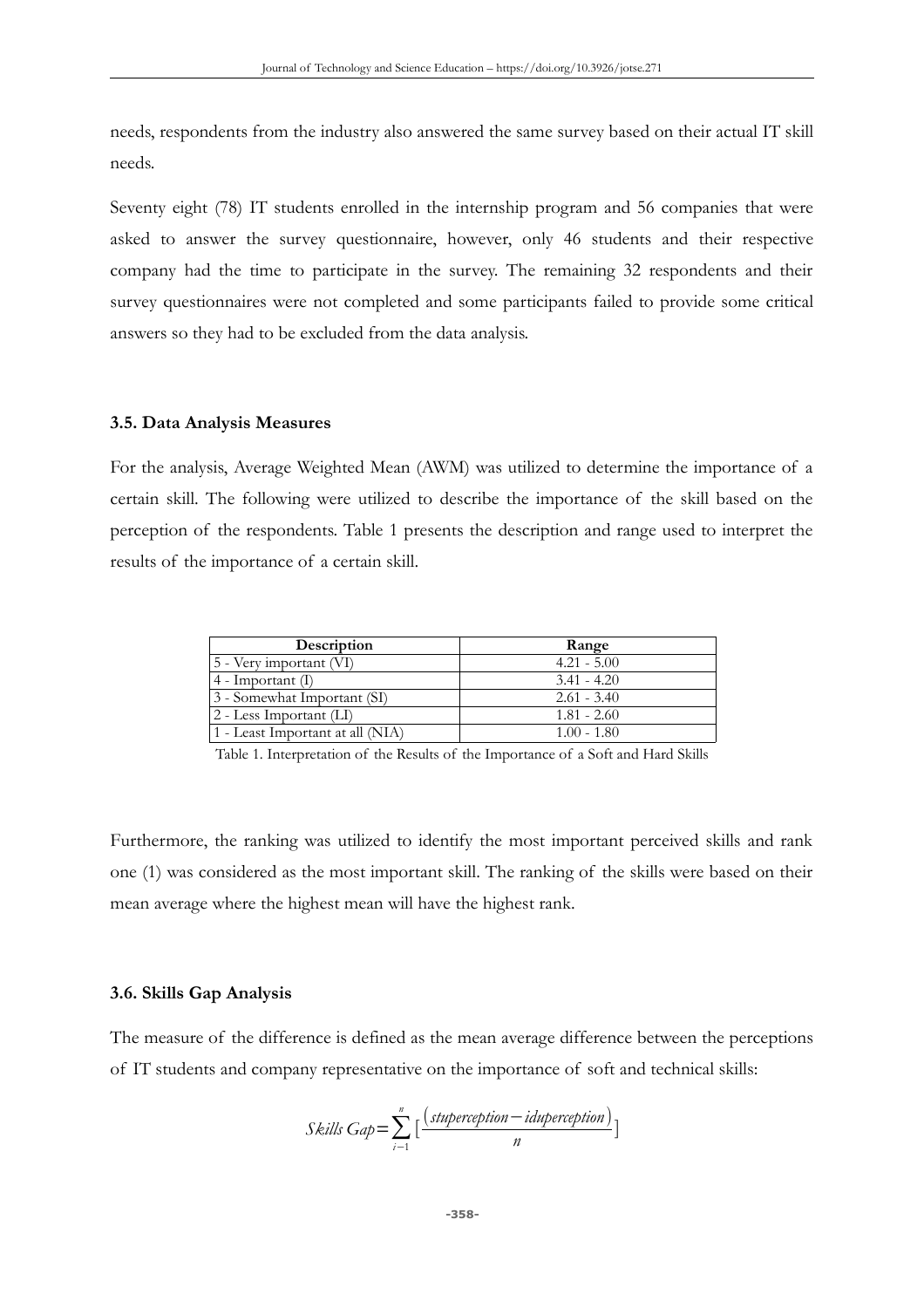needs, respondents from the industry also answered the same survey based on their actual IT skill needs.

Seventy eight (78) IT students enrolled in the internship program and 56 companies that were asked to answer the survey questionnaire, however, only 46 students and their respective company had the time to participate in the survey. The remaining 32 respondents and their survey questionnaires were not completed and some participants failed to provide some critical answers so they had to be excluded from the data analysis.

### 3.5. Data Analysis Measures

For the analysis, Average Weighted Mean (AWM) was utilized to determine the importance of a certain skill. The following were utilized to describe the importance of the skill based on the perception of the respondents. Table 1 presents the description and range used to interpret the results of the importance of a certain skill.

| Description | Range |
|---|---|
| 5 - Very important (VI) | 4.21 - 5.00 |
| 4 - Important (I) | 3.41 - 4.20 |
| 3 - Somewhat Important (SI) | 2.61 - 3.40 |
| 2 - Less Important (LI) | 1.81 - 2.60 |
| 1 - Least Important at all (NIA) | 1.00 - 1.80 |

Table 1. Interpretation of the Results of the Importance of a Soft and Hard Skills

Furthermore, the ranking was utilized to identify the most important perceived skills and rank one (1) was considered as the most important skill. The ranking of the skills were based on their mean average where the highest mean will have the highest rank.

### 3.6. Skills Gap Analysis

The measure of the difference is defined as the mean average difference between the perceptions of IT students and company representative on the importance of soft and technical skills:

$$Skills\ Gap = \sum_{i-1}^{n} \left[ \frac{(stuperception - iduperception)}{n} \right]$$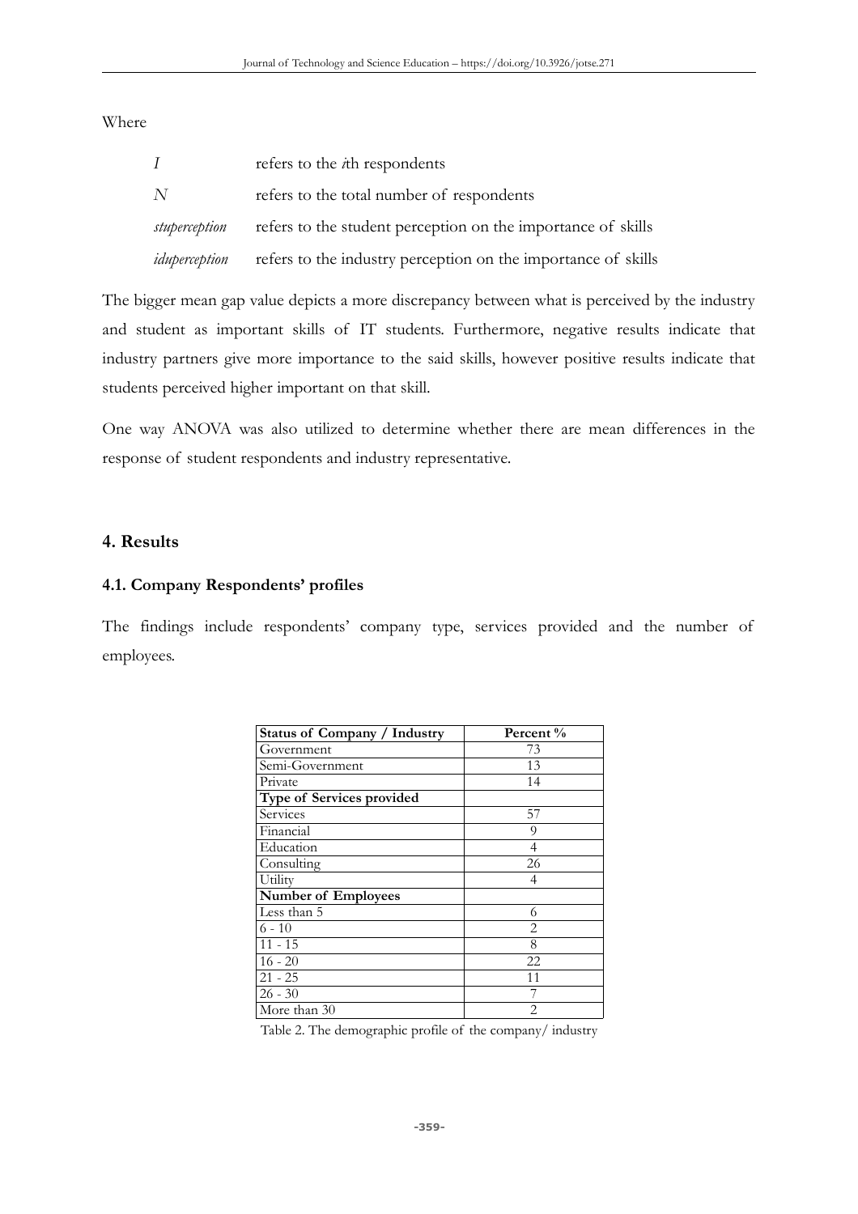Where

| | |
|---|---|
| $I$ | refers to the $i$th respondents |
| $N$ | refers to the total number of respondents |
| *stuperception* | refers to the student perception on the importance of skills |
| *iduperception* | refers to the industry perception on the importance of skills |

The bigger mean gap value depicts a more discrepancy between what is perceived by the industry and student as important skills of IT students. Furthermore, negative results indicate that industry partners give more importance to the said skills, however positive results indicate that students perceived higher important on that skill.

One way ANOVA was also utilized to determine whether there are mean differences in the response of student respondents and industry representative.

## 4. Results

### 4.1. Company Respondents' profiles

The findings include respondents' company type, services provided and the number of employees.

| **Status of Company / Industry** | **Percent %** |
|---|---|
| Government | 73 |
| Semi-Government | 13 |
| Private | 14 |
| **Type of Services provided** | |
| Services | 57 |
| Financial | 9 |
| Education | 4 |
| Consulting | 26 |
| Utility | 4 |
| **Number of Employees** | |
| Less than 5 | 6 |
| 6 - 10 | 2 |
| 11 - 15 | 8 |
| 16 - 20 | 22 |
| 21 - 25 | 11 |
| 26 - 30 | 7 |
| More than 30 | 2 |

Table 2. The demographic profile of the company/ industry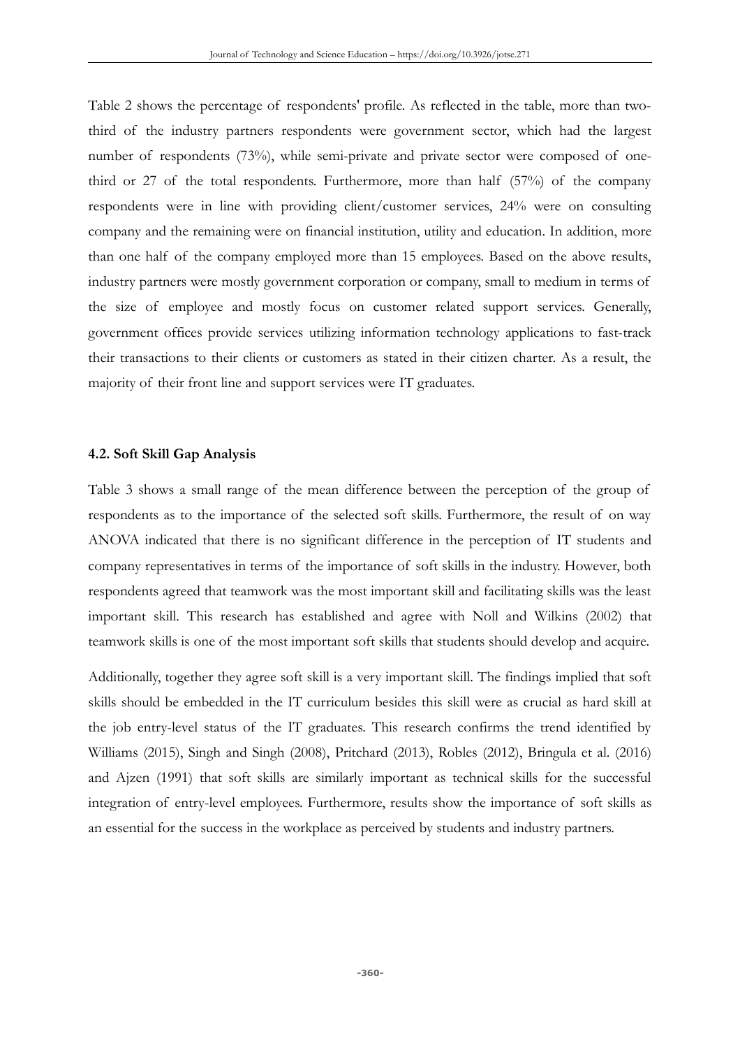Table 2 shows the percentage of respondents' profile. As reflected in the table, more than two-third of the industry partners respondents were government sector, which had the largest number of respondents (73%), while semi-private and private sector were composed of one-third or 27 of the total respondents. Furthermore, more than half (57%) of the company respondents were in line with providing client/customer services, 24% were on consulting company and the remaining were on financial institution, utility and education. In addition, more than one half of the company employed more than 15 employees. Based on the above results, industry partners were mostly government corporation or company, small to medium in terms of the size of employee and mostly focus on customer related support services. Generally, government offices provide services utilizing information technology applications to fast-track their transactions to their clients or customers as stated in their citizen charter. As a result, the majority of their front line and support services were IT graduates.

### 4.2. Soft Skill Gap Analysis

Table 3 shows a small range of the mean difference between the perception of the group of respondents as to the importance of the selected soft skills. Furthermore, the result of on way ANOVA indicated that there is no significant difference in the perception of IT students and company representatives in terms of the importance of soft skills in the industry. However, both respondents agreed that teamwork was the most important skill and facilitating skills was the least important skill. This research has established and agree with Noll and Wilkins (2002) that teamwork skills is one of the most important soft skills that students should develop and acquire.

Additionally, together they agree soft skill is a very important skill. The findings implied that soft skills should be embedded in the IT curriculum besides this skill were as crucial as hard skill at the job entry-level status of the IT graduates. This research confirms the trend identified by Williams (2015), Singh and Singh (2008), Pritchard (2013), Robles (2012), Bringula et al. (2016) and Ajzen (1991) that soft skills are similarly important as technical skills for the successful integration of entry-level employees. Furthermore, results show the importance of soft skills as an essential for the success in the workplace as perceived by students and industry partners.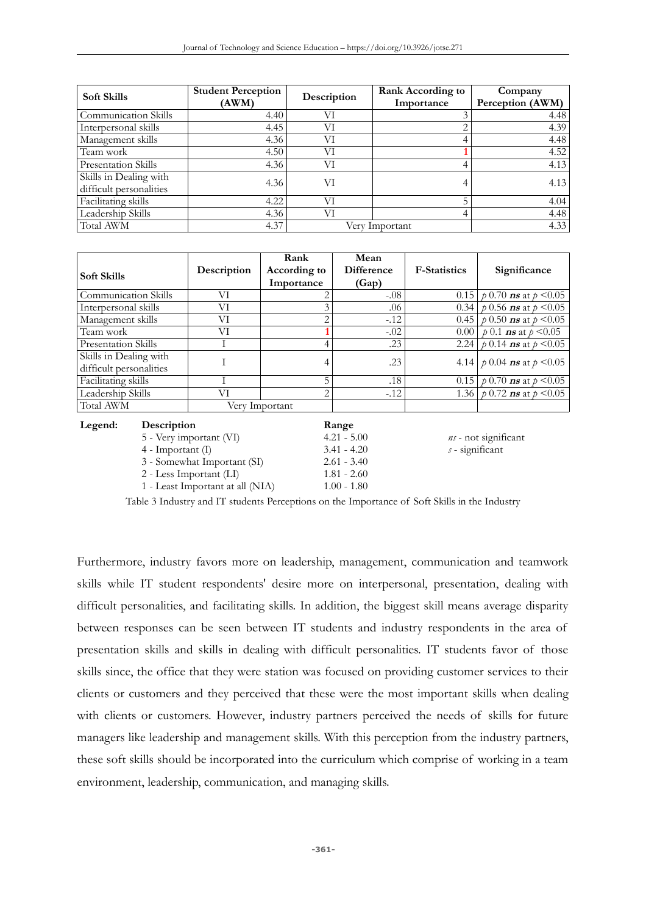| Soft Skills | Student Perception (AWM) | Description | Rank According to Importance | Company Perception (AWM) |
|---|---|---|---|---|
| Communication Skills | 4.40 | VI | 3 | 4.48 |
| Interpersonal skills | 4.45 | VI | 2 | 4.39 |
| Management skills | 4.36 | VI | 4 | 4.48 |
| Team work | 4.50 | VI | 1 | 4.52 |
| Presentation Skills | 4.36 | VI | 4 | 4.13 |
| Skills in Dealing with difficult personalities | 4.36 | VI | 4 | 4.13 |
| Facilitating skills | 4.22 | VI | 5 | 4.04 |
| Leadership Skills | 4.36 | VI | 4 | 4.48 |
| Total AWM | 4.37 | Very Important | | 4.33 |

| Soft Skills | Description | Rank According to Importance | Mean Difference (Gap) | F-Statistics | Significance |
|---|---|---|---|---|---|
| Communication Skills | VI | 2 | -.08 | 0.15 | $p$ 0.70 ***ns*** at $p$ <0.05 |
| Interpersonal skills | VI | 3 | .06 | 0.34 | $p$ 0.56 ***ns*** at $p$ <0.05 |
| Management skills | VI | 2 | -.12 | 0.45 | $p$ 0.50 ***ns*** at $p$ <0.05 |
| Team work | VI | 1 | -.02 | 0.00 | $p$ 0.1 ***ns*** at $p$ <0.05 |
| Presentation Skills | I | 4 | .23 | 2.24 | $p$ 0.14 ***ns*** at $p$ <0.05 |
| Skills in Dealing with difficult personalities | I | 4 | .23 | 4.14 | $p$ 0.04 ***ns*** at $p$ <0.05 |
| Facilitating skills | I | 5 | .18 | 0.15 | $p$ 0.70 ***ns*** at $p$ <0.05 |
| Leadership Skills | VI | 2 | -.12 | 1.36 | $p$ 0.72 ***ns*** at $p$ <0.05 |
| Total AWM | Very Important | | | | |

**Legend:**

| Description | Range | |
|---|---|---|
| 5 - Very important (VI) | 4.21 - 5.00 | *ns* - not significant |
| 4 - Important (I) | 3.41 - 4.20 | *s* - significant |
| 3 - Somewhat Important (SI) | 2.61 - 3.40 | |
| 2 - Less Important (LI) | 1.81 - 2.60 | |
| 1 - Least Important at all (NIA) | 1.00 - 1.80 | |

Table 3 Industry and IT students Perceptions on the Importance of Soft Skills in the Industry

Furthermore, industry favors more on leadership, management, communication and teamwork skills while IT student respondents' desire more on interpersonal, presentation, dealing with difficult personalities, and facilitating skills. In addition, the biggest skill means average disparity between responses can be seen between IT students and industry respondents in the area of presentation skills and skills in dealing with difficult personalities. IT students favor of those skills since, the office that they were station was focused on providing customer services to their clients or customers and they perceived that these were the most important skills when dealing with clients or customers. However, industry partners perceived the needs of skills for future managers like leadership and management skills. With this perception from the industry partners, these soft skills should be incorporated into the curriculum which comprise of working in a team environment, leadership, communication, and managing skills.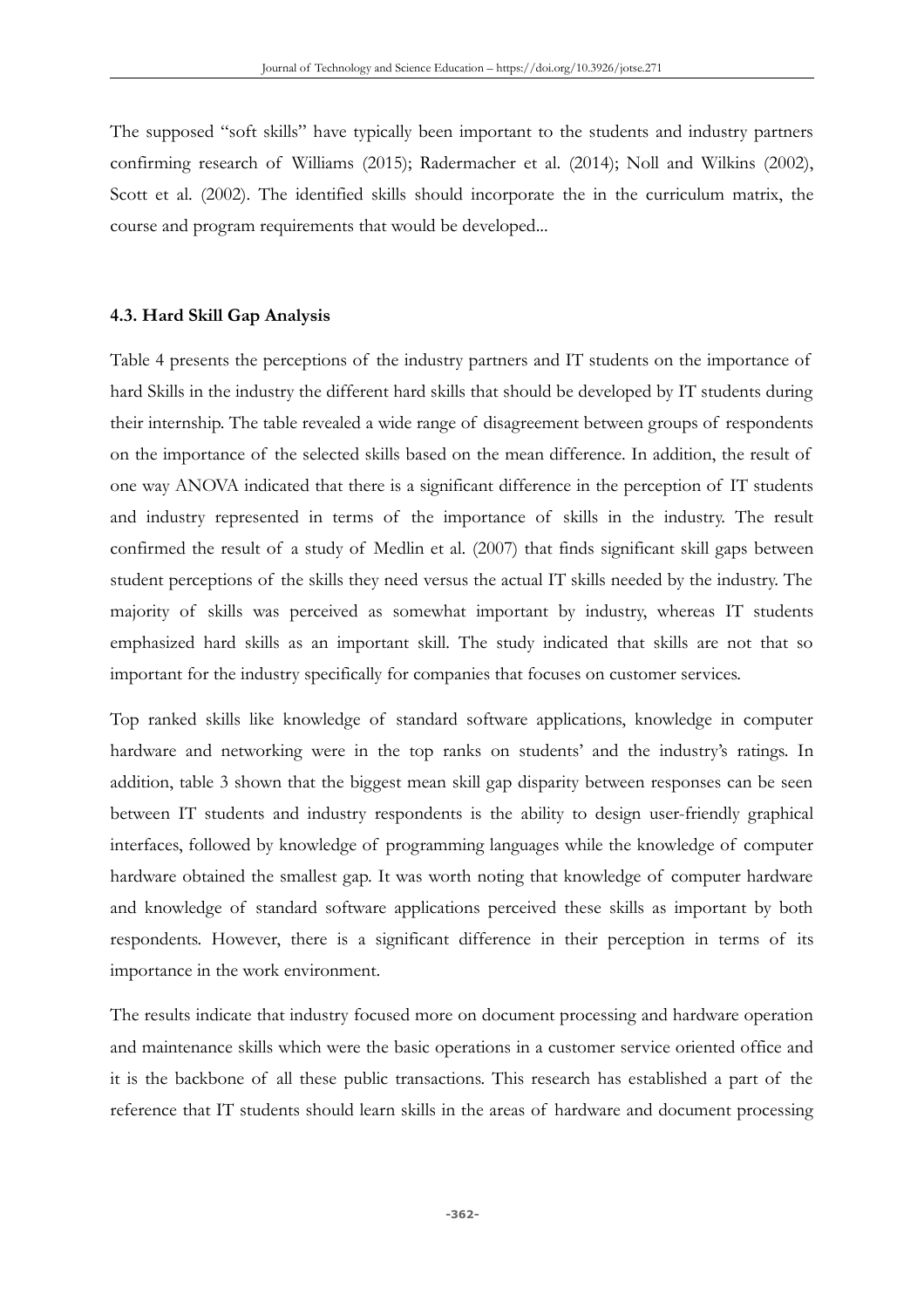The supposed "soft skills" have typically been important to the students and industry partners confirming research of Williams (2015); Radermacher et al. (2014); Noll and Wilkins (2002), Scott et al. (2002). The identified skills should incorporate the in the curriculum matrix, the course and program requirements that would be developed...

### 4.3. Hard Skill Gap Analysis

Table 4 presents the perceptions of the industry partners and IT students on the importance of hard Skills in the industry the different hard skills that should be developed by IT students during their internship. The table revealed a wide range of disagreement between groups of respondents on the importance of the selected skills based on the mean difference. In addition, the result of one way ANOVA indicated that there is a significant difference in the perception of IT students and industry represented in terms of the importance of skills in the industry. The result confirmed the result of a study of Medlin et al. (2007) that finds significant skill gaps between student perceptions of the skills they need versus the actual IT skills needed by the industry. The majority of skills was perceived as somewhat important by industry, whereas IT students emphasized hard skills as an important skill. The study indicated that skills are not that so important for the industry specifically for companies that focuses on customer services.

Top ranked skills like knowledge of standard software applications, knowledge in computer hardware and networking were in the top ranks on students' and the industry's ratings. In addition, table 3 shown that the biggest mean skill gap disparity between responses can be seen between IT students and industry respondents is the ability to design user-friendly graphical interfaces, followed by knowledge of programming languages while the knowledge of computer hardware obtained the smallest gap. It was worth noting that knowledge of computer hardware and knowledge of standard software applications perceived these skills as important by both respondents. However, there is a significant difference in their perception in terms of its importance in the work environment.

The results indicate that industry focused more on document processing and hardware operation and maintenance skills which were the basic operations in a customer service oriented office and it is the backbone of all these public transactions. This research has established a part of the reference that IT students should learn skills in the areas of hardware and document processing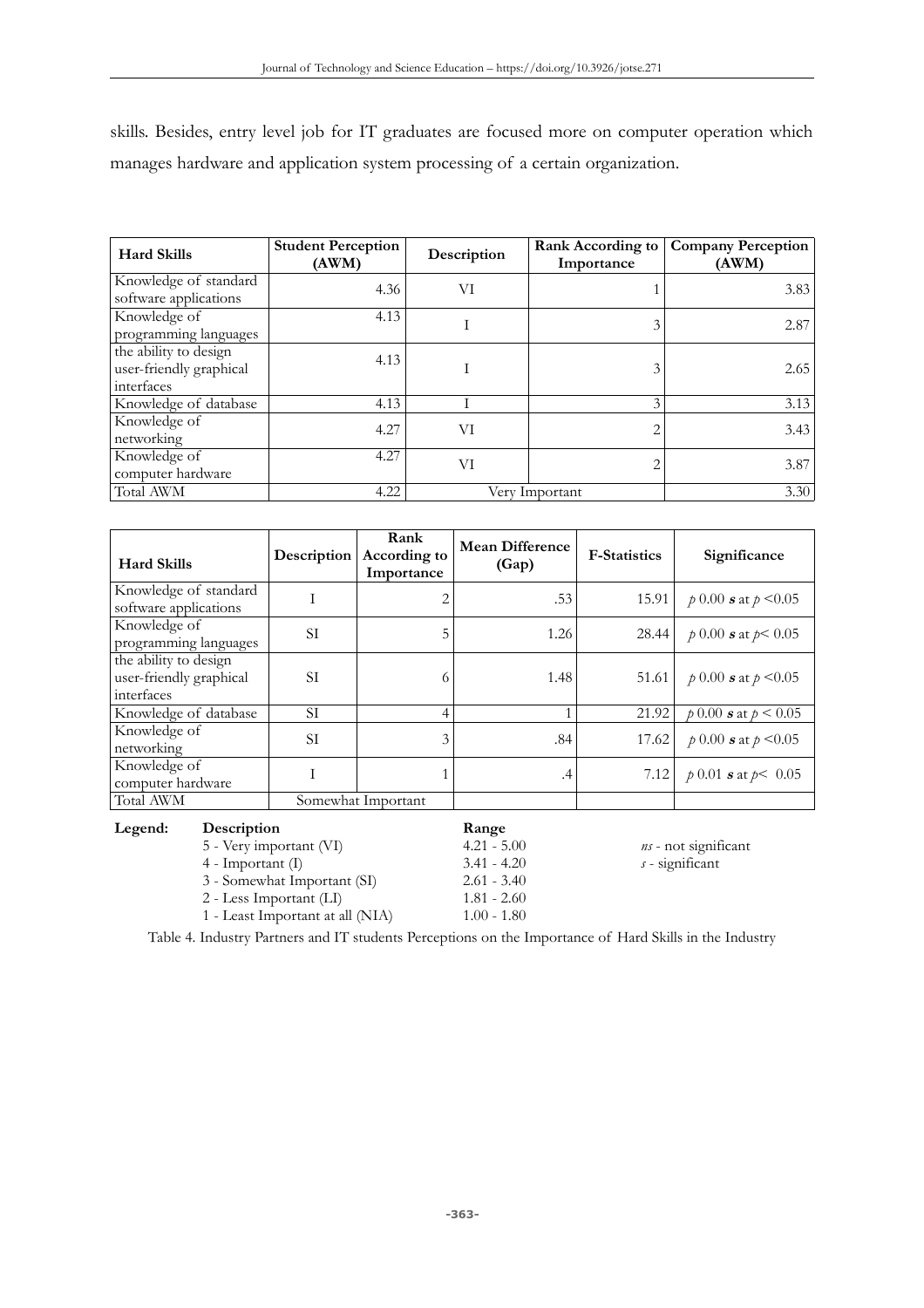skills. Besides, entry level job for IT graduates are focused more on computer operation which manages hardware and application system processing of a certain organization.

| Hard Skills | Student Perception (AWM) | Description | Rank According to Importance | Company Perception (AWM) |
|---|---|---|---|---|
| Knowledge of standard software applications | 4.36 | VI | 1 | 3.83 |
| Knowledge of programming languages | 4.13 | I | 3 | 2.87 |
| the ability to design user-friendly graphical interfaces | 4.13 | I | 3 | 2.65 |
| Knowledge of database | 4.13 | I | 3 | 3.13 |
| Knowledge of networking | 4.27 | VI | 2 | 3.43 |
| Knowledge of computer hardware | 4.27 | VI | 2 | 3.87 |
| Total AWM | 4.22 | Very Important | | 3.30 |

| Hard Skills | Description | Rank According to Importance | Mean Difference (Gap) | F-Statistics | Significance |
|---|---|---|---|---|---|
| Knowledge of standard software applications | I | 2 | .53 | 15.91 | $p$ 0.00 ***s*** at $p < 0.05$ |
| Knowledge of programming languages | SI | 5 | 1.26 | 28.44 | $p$ 0.00 ***s*** at $p < 0.05$ |
| the ability to design user-friendly graphical interfaces | SI | 6 | 1.48 | 51.61 | $p$ 0.00 ***s*** at $p < 0.05$ |
| Knowledge of database | SI | 4 | 1 | 21.92 | $p$ 0.00 ***s*** at $p < 0.05$ |
| Knowledge of networking | SI | 3 | .84 | 17.62 | $p$ 0.00 ***s*** at $p < 0.05$ |
| Knowledge of computer hardware | I | 1 | .4 | 7.12 | $p$ 0.01 ***s*** at $p < 0.05$ |
| Total AWM | Somewhat Important | | | | |

**Legend:**

| Description | Range | |
|---|---|---|
| 5 - Very important (VI) | 4.21 - 5.00 | *ns* - not significant |
| 4 - Important (I) | 3.41 - 4.20 | *s* - significant |
| 3 - Somewhat Important (SI) | 2.61 - 3.40 | |
| 2 - Less Important (LI) | 1.81 - 2.60 | |
| 1 - Least Important at all (NIA) | 1.00 - 1.80 | |

Table 4. Industry Partners and IT students Perceptions on the Importance of Hard Skills in the Industry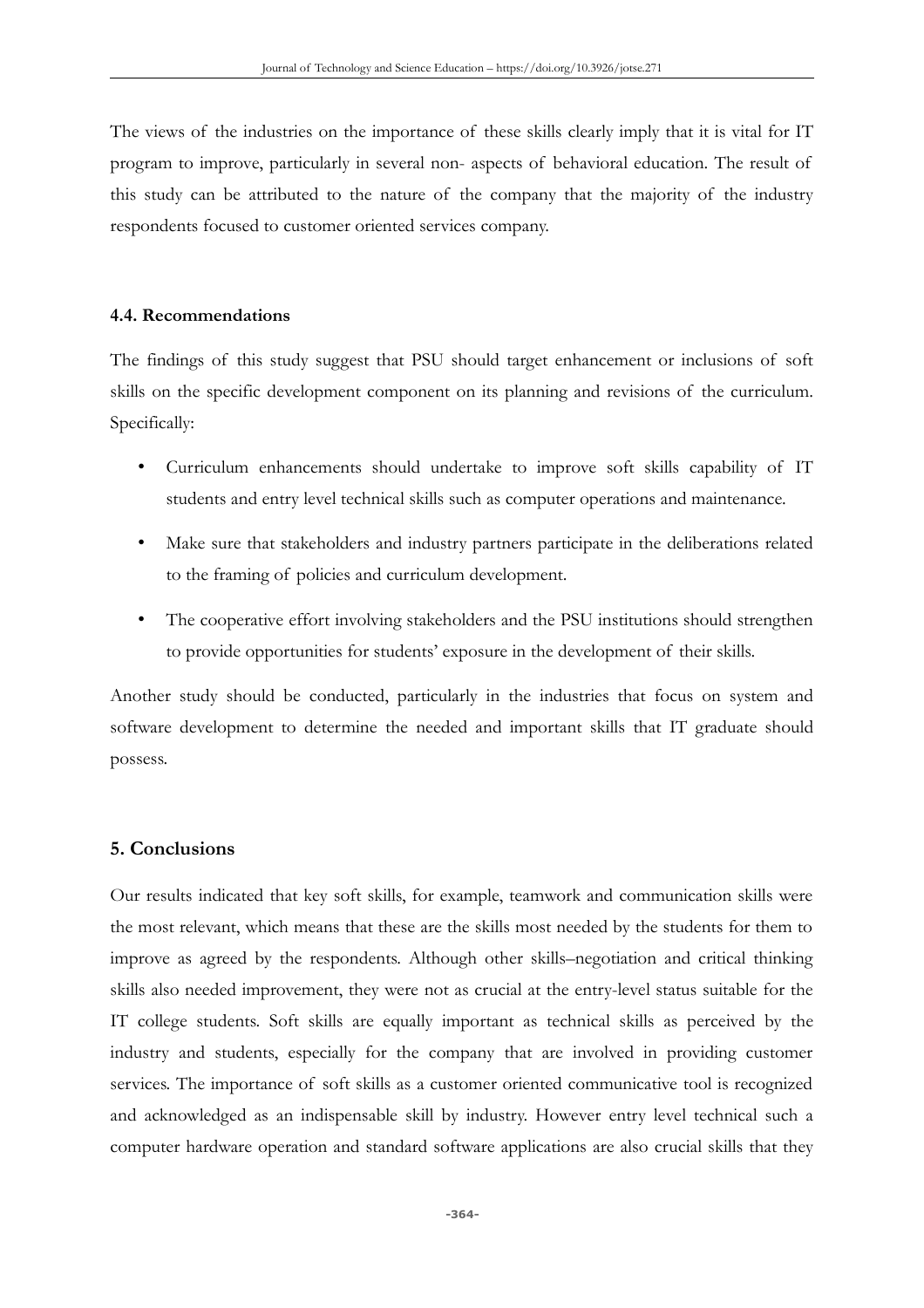The views of the industries on the importance of these skills clearly imply that it is vital for IT program to improve, particularly in several non- aspects of behavioral education. The result of this study can be attributed to the nature of the company that the majority of the industry respondents focused to customer oriented services company.

### 4.4. Recommendations

The findings of this study suggest that PSU should target enhancement or inclusions of soft skills on the specific development component on its planning and revisions of the curriculum. Specifically:

- Curriculum enhancements should undertake to improve soft skills capability of IT students and entry level technical skills such as computer operations and maintenance.
- Make sure that stakeholders and industry partners participate in the deliberations related to the framing of policies and curriculum development.
- The cooperative effort involving stakeholders and the PSU institutions should strengthen to provide opportunities for students' exposure in the development of their skills.

Another study should be conducted, particularly in the industries that focus on system and software development to determine the needed and important skills that IT graduate should possess.

## 5. Conclusions

Our results indicated that key soft skills, for example, teamwork and communication skills were the most relevant, which means that these are the skills most needed by the students for them to improve as agreed by the respondents. Although other skills–negotiation and critical thinking skills also needed improvement, they were not as crucial at the entry-level status suitable for the IT college students. Soft skills are equally important as technical skills as perceived by the industry and students, especially for the company that are involved in providing customer services. The importance of soft skills as a customer oriented communicative tool is recognized and acknowledged as an indispensable skill by industry. However entry level technical such a computer hardware operation and standard software applications are also crucial skills that they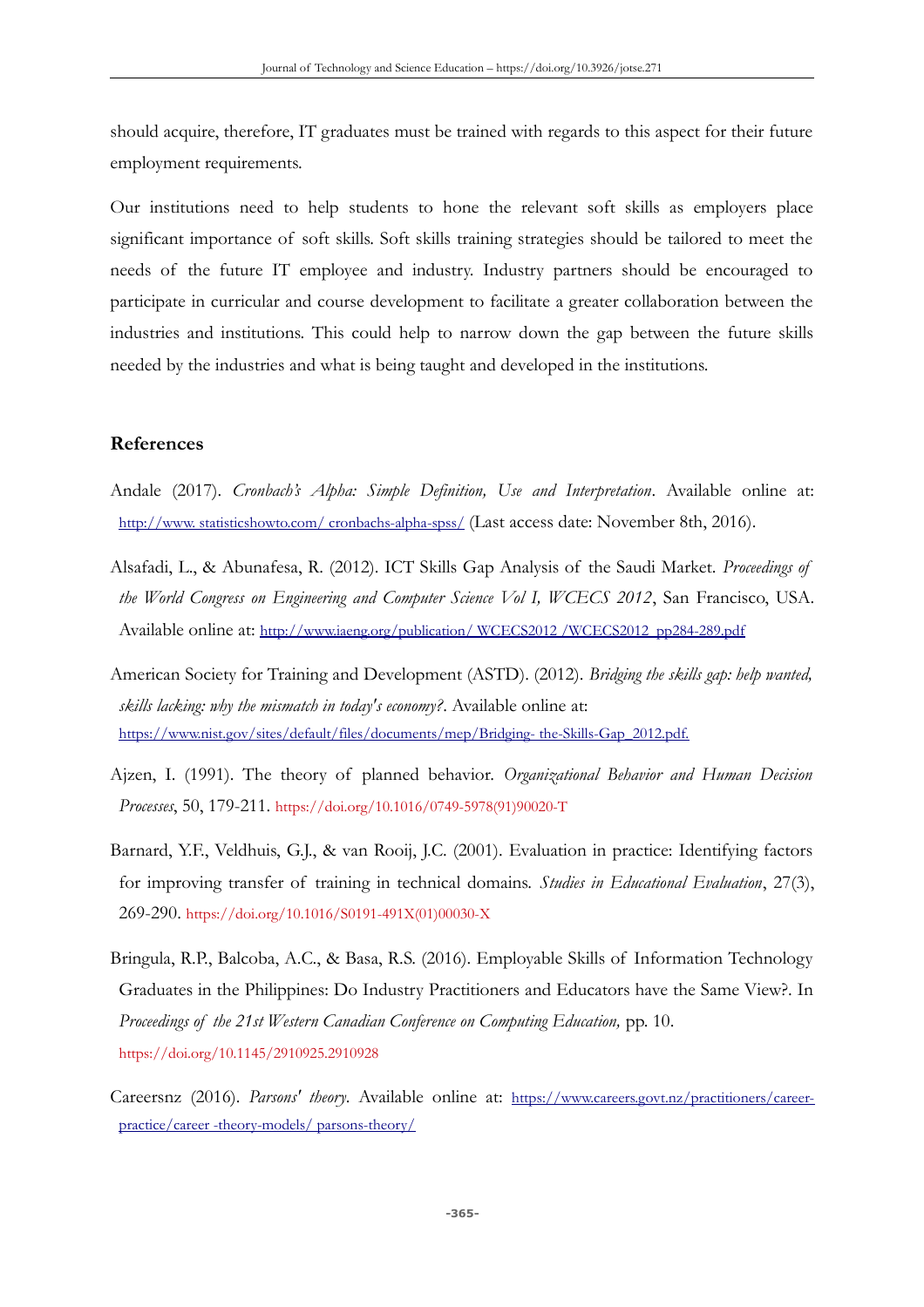should acquire, therefore, IT graduates must be trained with regards to this aspect for their future employment requirements.

Our institutions need to help students to hone the relevant soft skills as employers place significant importance of soft skills. Soft skills training strategies should be tailored to meet the needs of the future IT employee and industry. Industry partners should be encouraged to participate in curricular and course development to facilitate a greater collaboration between the industries and institutions. This could help to narrow down the gap between the future skills needed by the industries and what is being taught and developed in the institutions.

## References

Andale (2017). *Cronbach's Alpha: Simple Definition, Use and Interpretation*. Available online at: http://www. statisticshowto.com/ cronbachs-alpha-spss/ (Last access date: November 8th, 2016).

Alsafadi, L., & Abunafesa, R. (2012). ICT Skills Gap Analysis of the Saudi Market. *Proceedings of the World Congress on Engineering and Computer Science Vol I, WCECS 2012*, San Francisco, USA. Available online at: http://www.iaeng.org/publication/ WCECS2012 /WCECS2012_pp284-289.pdf

American Society for Training and Development (ASTD). (2012). *Bridging the skills gap: help wanted, skills lacking: why the mismatch in today's economy?*. Available online at: https://www.nist.gov/sites/default/files/documents/mep/Bridging- the-Skills-Gap_2012.pdf.

Ajzen, I. (1991). The theory of planned behavior. *Organizational Behavior and Human Decision Processes*, 50, 179-211. https://doi.org/10.1016/0749-5978(91)90020-T

Barnard, Y.F., Veldhuis, G.J., & van Rooij, J.C. (2001). Evaluation in practice: Identifying factors for improving transfer of training in technical domains. *Studies in Educational Evaluation*, 27(3), 269-290. https://doi.org/10.1016/S0191-491X(01)00030-X

Bringula, R.P., Balcoba, A.C., & Basa, R.S. (2016). Employable Skills of Information Technology Graduates in the Philippines: Do Industry Practitioners and Educators have the Same View?. In *Proceedings of the 21st Western Canadian Conference on Computing Education,* pp. 10. https://doi.org/10.1145/2910925.2910928

Careersnz (2016). *Parsons' theory*. Available online at: https://www.careers.govt.nz/practitioners/career-practice/career -theory-models/ parsons-theory/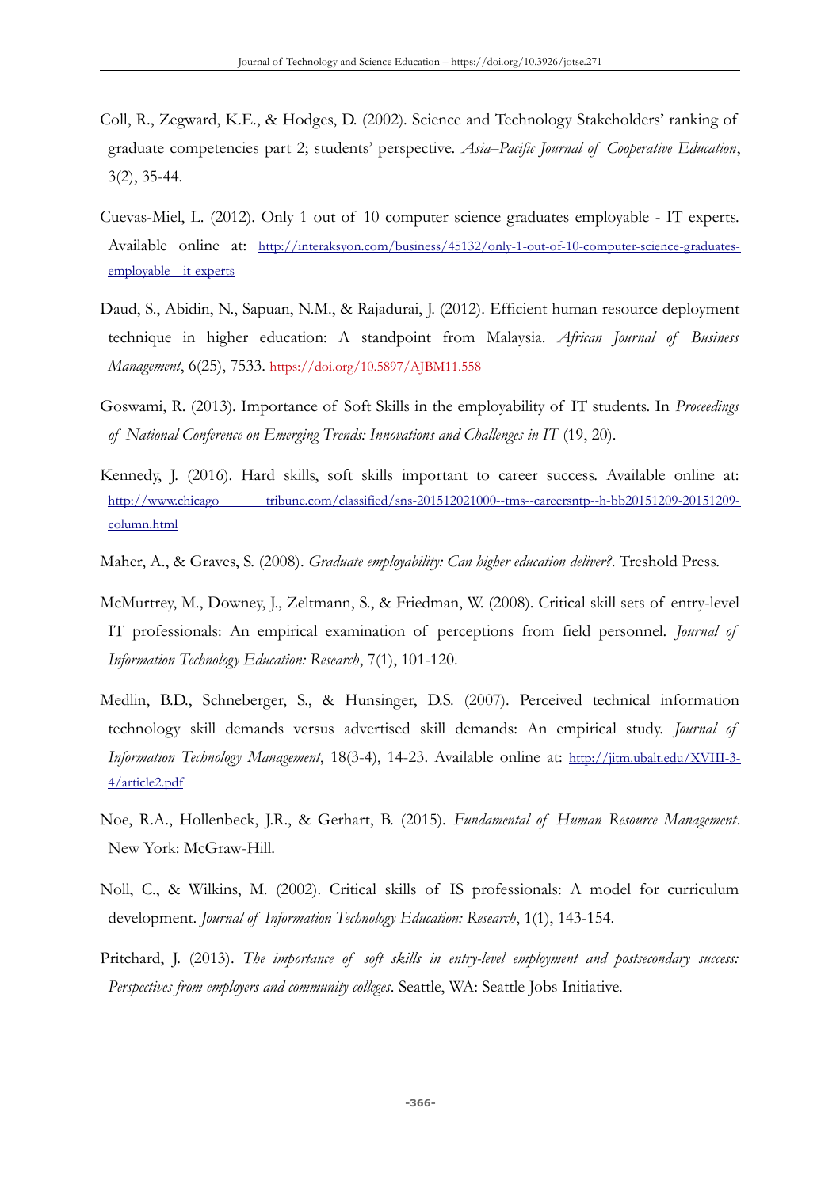Coll, R., Zegward, K.E., & Hodges, D. (2002). Science and Technology Stakeholders' ranking of graduate competencies part 2; students' perspective. *Asia–Pacific Journal of Cooperative Education*, 3(2), 35-44.

Cuevas-Miel, L. (2012). Only 1 out of 10 computer science graduates employable - IT experts. Available online at: http://interaksyon.com/business/45132/only-1-out-of-10-computer-science-graduates-employable---it-experts

Daud, S., Abidin, N., Sapuan, N.M., & Rajadurai, J. (2012). Efficient human resource deployment technique in higher education: A standpoint from Malaysia. *African Journal of Business Management*, 6(25), 7533. https://doi.org/10.5897/AJBM11.558

Goswami, R. (2013). Importance of Soft Skills in the employability of IT students. In *Proceedings of National Conference on Emerging Trends: Innovations and Challenges in IT* (19, 20).

Kennedy, J. (2016). Hard skills, soft skills important to career success. Available online at: http://www.chicago tribune.com/classified/sns-201512021000--tms--careersntp--h-bb20151209-20151209-column.html

Maher, A., & Graves, S. (2008). *Graduate employability: Can higher education deliver?*. Treshold Press.

McMurtrey, M., Downey, J., Zeltmann, S., & Friedman, W. (2008). Critical skill sets of entry-level IT professionals: An empirical examination of perceptions from field personnel. *Journal of Information Technology Education: Research*, 7(1), 101-120.

Medlin, B.D., Schneberger, S., & Hunsinger, D.S. (2007). Perceived technical information technology skill demands versus advertised skill demands: An empirical study. *Journal of Information Technology Management*, 18(3-4), 14-23. Available online at: http://jitm.ubalt.edu/XVIII-3-4/article2.pdf

Noe, R.A., Hollenbeck, J.R., & Gerhart, B. (2015). *Fundamental of Human Resource Management*. New York: McGraw-Hill.

Noll, C., & Wilkins, M. (2002). Critical skills of IS professionals: A model for curriculum development. *Journal of Information Technology Education: Research*, 1(1), 143-154.

Pritchard, J. (2013). *The importance of soft skills in entry-level employment and postsecondary success: Perspectives from employers and community colleges*. Seattle, WA: Seattle Jobs Initiative.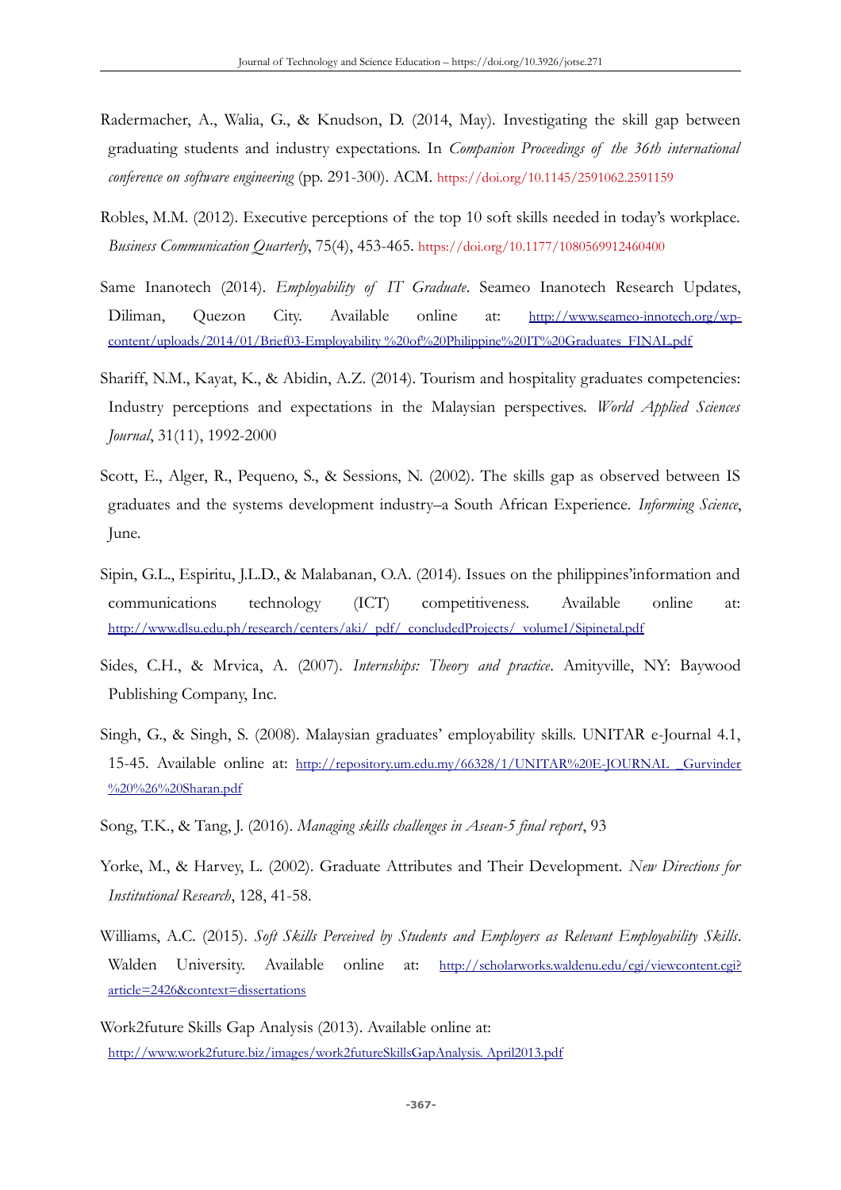Radermacher, A., Walia, G., & Knudson, D. (2014, May). Investigating the skill gap between graduating students and industry expectations. In *Companion Proceedings of the 36th international conference on software engineering* (pp. 291-300). ACM. https://doi.org/10.1145/2591062.2591159

Robles, M.M. (2012). Executive perceptions of the top 10 soft skills needed in today's workplace. *Business Communication Quarterly*, 75(4), 453-465. https://doi.org/10.1177/1080569912460400

Same Inanotech (2014). *Employability of IT Graduate*. Seameo Inanotech Research Updates, Diliman, Quezon City. Available online at: http://www.seameo-innotech.org/wp-content/uploads/2014/01/Brief03-Employability %20of%20Philippine%20IT%20Graduates_FINAL.pdf

Shariff, N.M., Kayat, K., & Abidin, A.Z. (2014). Tourism and hospitality graduates competencies: Industry perceptions and expectations in the Malaysian perspectives. *World Applied Sciences Journal*, 31(11), 1992-2000

Scott, E., Alger, R., Pequeno, S., & Sessions, N. (2002). The skills gap as observed between IS graduates and the systems development industry–a South African Experience. *Informing Science*, June.

Sipin, G.L., Espiritu, J.L.D., & Malabanan, O.A. (2014). Issues on the philippines'information and communications technology (ICT) competitiveness. Available online at: http://www.dlsu.edu.ph/research/centers/aki/_pdf/_concludedProjects/_volumeI/Sipinetal.pdf

Sides, C.H., & Mrvica, A. (2007). *Internships: Theory and practice*. Amityville, NY: Baywood Publishing Company, Inc.

Singh, G., & Singh, S. (2008). Malaysian graduates' employability skills. UNITAR e-Journal 4.1, 15-45. Available online at: http://repository.um.edu.my/66328/1/UNITAR%20E-JOURNAL_Gurvinder%20%26%20Sharan.pdf

Song, T.K., & Tang, J. (2016). *Managing skills challenges in Asean-5 final report*, 93

Yorke, M., & Harvey, L. (2002). Graduate Attributes and Their Development. *New Directions for Institutional Research*, 128, 41-58.

Williams, A.C. (2015). *Soft Skills Perceived by Students and Employers as Relevant Employability Skills*. Walden University. Available online at: http://scholarworks.waldenu.edu/cgi/viewcontent.cgi?article=2426&context=dissertations

Work2future Skills Gap Analysis (2013). Available online at: http://www.work2future.biz/images/work2futureSkillsGapAnalysis. April2013.pdf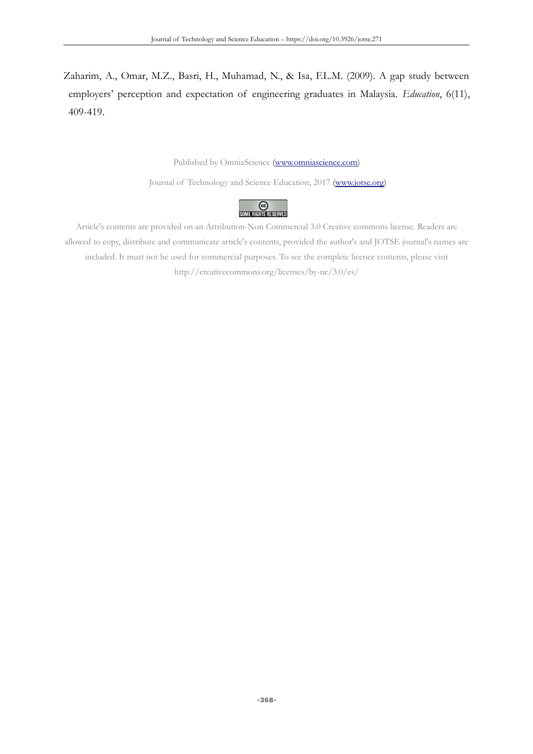Zaharim, A., Omar, M.Z., Basri, H., Muhamad, N., & Isa, F.L.M. (2009). A gap study between employers' perception and expectation of engineering graduates in Malaysia. *Education*, 6(11), 409-419.

Published by OmniaScience (www.omniascience.com)

Journal of Technology and Science Education, 2017 (www.jotse.org)

Article's contents are provided on an Attribution-Non Commercial 3.0 Creative commons license. Readers are allowed to copy, distribute and communicate article's contents, provided the author's and JOTSE journal's names are included. It must not be used for commercial purposes. To see the complete licence contents, please visit http://creativecommons.org/licenses/by-nc/3.0/es/